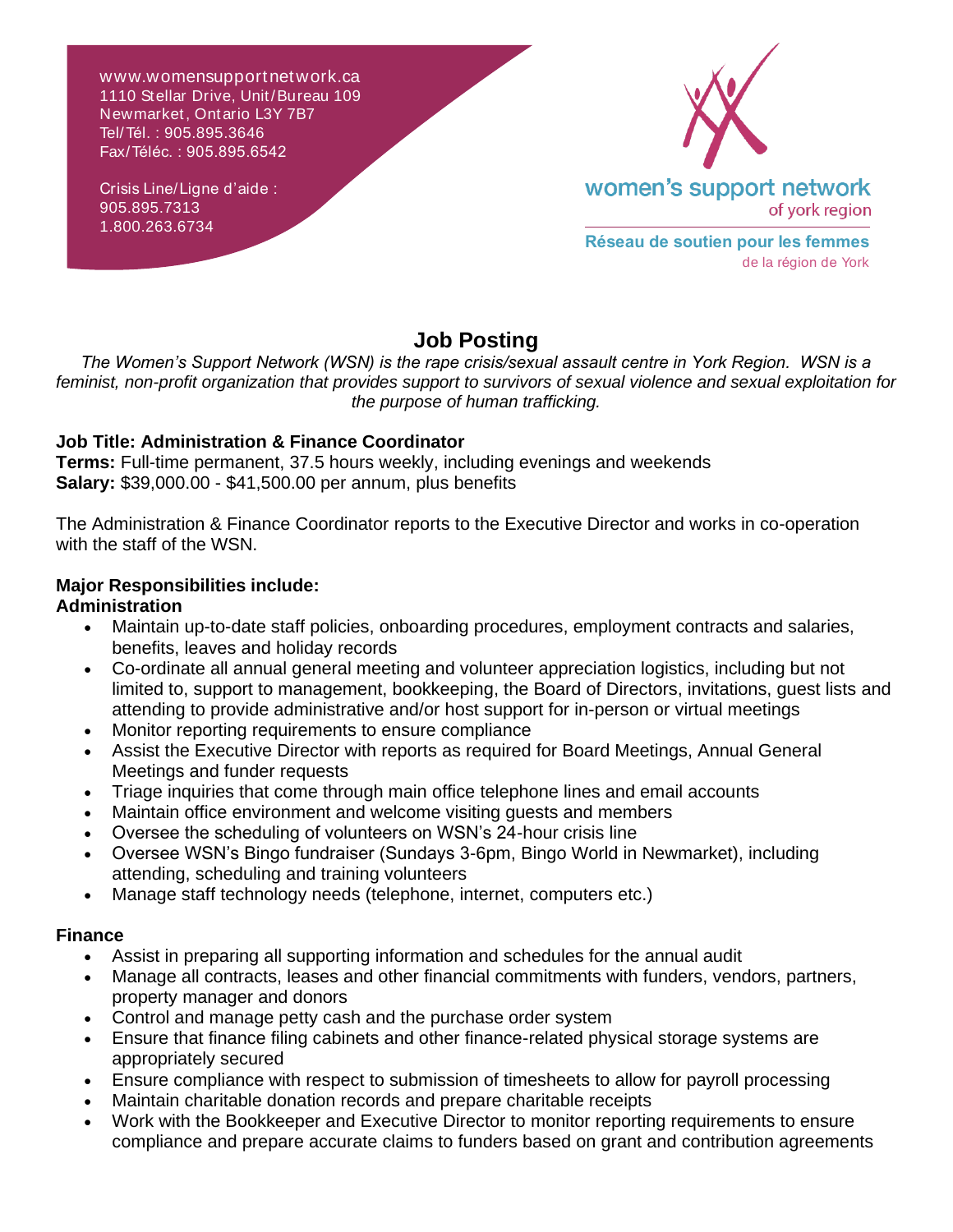www.womensupportnetwork.ca
1110 Stellar Drive, Unit/Bureau 109
Newmarket, Ontario L3Y 7B7
Tel/Tél. : 905.895.3646
Fax/Téléc. : 905.895.6542

Crisis Line/Ligne d'aide :
905.895.7313
1.800.263.6734

women's support network
of york region

Réseau de soutien pour les femmes
de la région de York

# Job Posting

*The Women's Support Network (WSN) is the rape crisis/sexual assault centre in York Region. WSN is a feminist, non-profit organization that provides support to survivors of sexual violence and sexual exploitation for the purpose of human trafficking.*

**Job Title: Administration & Finance Coordinator**
**Terms:** Full-time permanent, 37.5 hours weekly, including evenings and weekends
**Salary:** $39,000.00 - $41,500.00 per annum, plus benefits

The Administration & Finance Coordinator reports to the Executive Director and works in co-operation with the staff of the WSN.

**Major Responsibilities include:**
**Administration**

- Maintain up-to-date staff policies, onboarding procedures, employment contracts and salaries, benefits, leaves and holiday records
- Co-ordinate all annual general meeting and volunteer appreciation logistics, including but not limited to, support to management, bookkeeping, the Board of Directors, invitations, guest lists and attending to provide administrative and/or host support for in-person or virtual meetings
- Monitor reporting requirements to ensure compliance
- Assist the Executive Director with reports as required for Board Meetings, Annual General Meetings and funder requests
- Triage inquiries that come through main office telephone lines and email accounts
- Maintain office environment and welcome visiting guests and members
- Oversee the scheduling of volunteers on WSN's 24-hour crisis line
- Oversee WSN's Bingo fundraiser (Sundays 3-6pm, Bingo World in Newmarket), including attending, scheduling and training volunteers
- Manage staff technology needs (telephone, internet, computers etc.)

**Finance**

- Assist in preparing all supporting information and schedules for the annual audit
- Manage all contracts, leases and other financial commitments with funders, vendors, partners, property manager and donors
- Control and manage petty cash and the purchase order system
- Ensure that finance filing cabinets and other finance-related physical storage systems are appropriately secured
- Ensure compliance with respect to submission of timesheets to allow for payroll processing
- Maintain charitable donation records and prepare charitable receipts
- Work with the Bookkeeper and Executive Director to monitor reporting requirements to ensure compliance and prepare accurate claims to funders based on grant and contribution agreements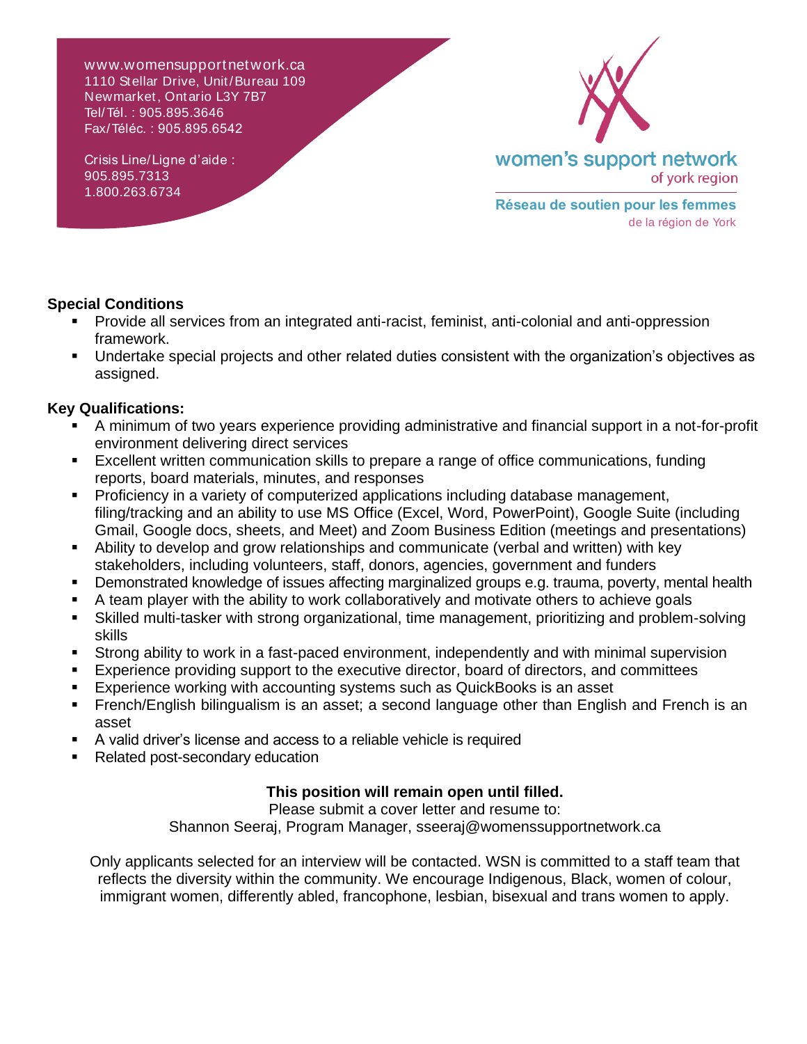www.womensupportnetwork.ca
1110 Stellar Drive, Unit/Bureau 109
Newmarket, Ontario L3Y 7B7
Tel/Tél. : 905.895.3646
Fax/Téléc. : 905.895.6542

Crisis Line/Ligne d'aide :
905.895.7313
1.800.263.6734

women's support network
of york region

Réseau de soutien pour les femmes
de la région de York

**Special Conditions**

- Provide all services from an integrated anti-racist, feminist, anti-colonial and anti-oppression framework.
- Undertake special projects and other related duties consistent with the organization's objectives as assigned.

**Key Qualifications:**

- A minimum of two years experience providing administrative and financial support in a not-for-profit environment delivering direct services
- Excellent written communication skills to prepare a range of office communications, funding reports, board materials, minutes, and responses
- Proficiency in a variety of computerized applications including database management, filing/tracking and an ability to use MS Office (Excel, Word, PowerPoint), Google Suite (including Gmail, Google docs, sheets, and Meet) and Zoom Business Edition (meetings and presentations)
- Ability to develop and grow relationships and communicate (verbal and written) with key stakeholders, including volunteers, staff, donors, agencies, government and funders
- Demonstrated knowledge of issues affecting marginalized groups e.g. trauma, poverty, mental health
- A team player with the ability to work collaboratively and motivate others to achieve goals
- Skilled multi-tasker with strong organizational, time management, prioritizing and problem-solving skills
- Strong ability to work in a fast-paced environment, independently and with minimal supervision
- Experience providing support to the executive director, board of directors, and committees
- Experience working with accounting systems such as QuickBooks is an asset
- French/English bilingualism is an asset; a second language other than English and French is an asset
- A valid driver's license and access to a reliable vehicle is required
- Related post-secondary education

**This position will remain open until filled.**

Please submit a cover letter and resume to:
Shannon Seeraj, Program Manager, sseeraj@womenssupportnetwork.ca

Only applicants selected for an interview will be contacted. WSN is committed to a staff team that reflects the diversity within the community. We encourage Indigenous, Black, women of colour, immigrant women, differently abled, francophone, lesbian, bisexual and trans women to apply.